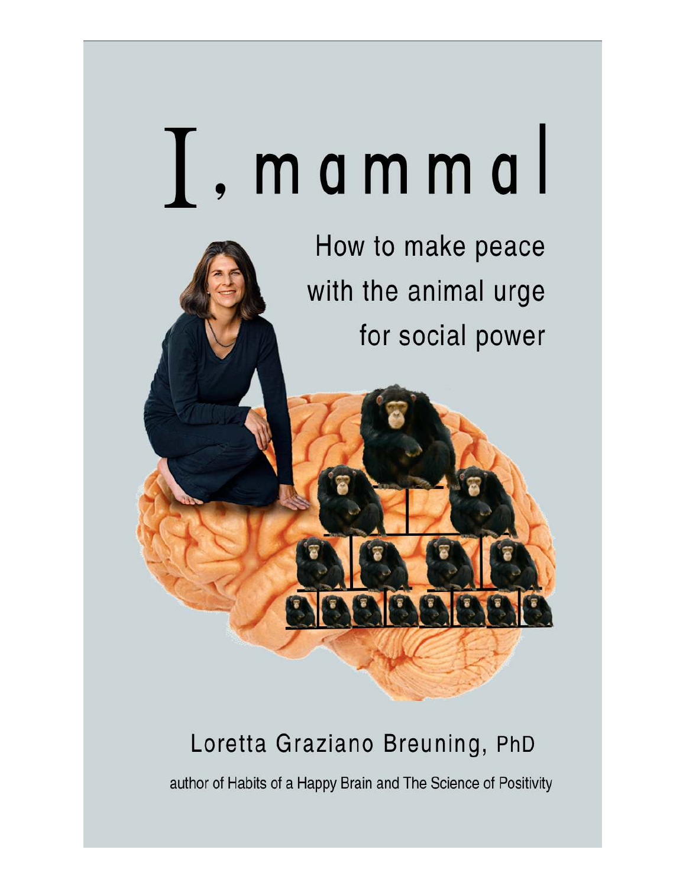# I, mammal

## How to make peace with the animal urge for social power

Loretta Graziano Breuning, PhD

author of Habits of a Happy Brain and The Science of Positivity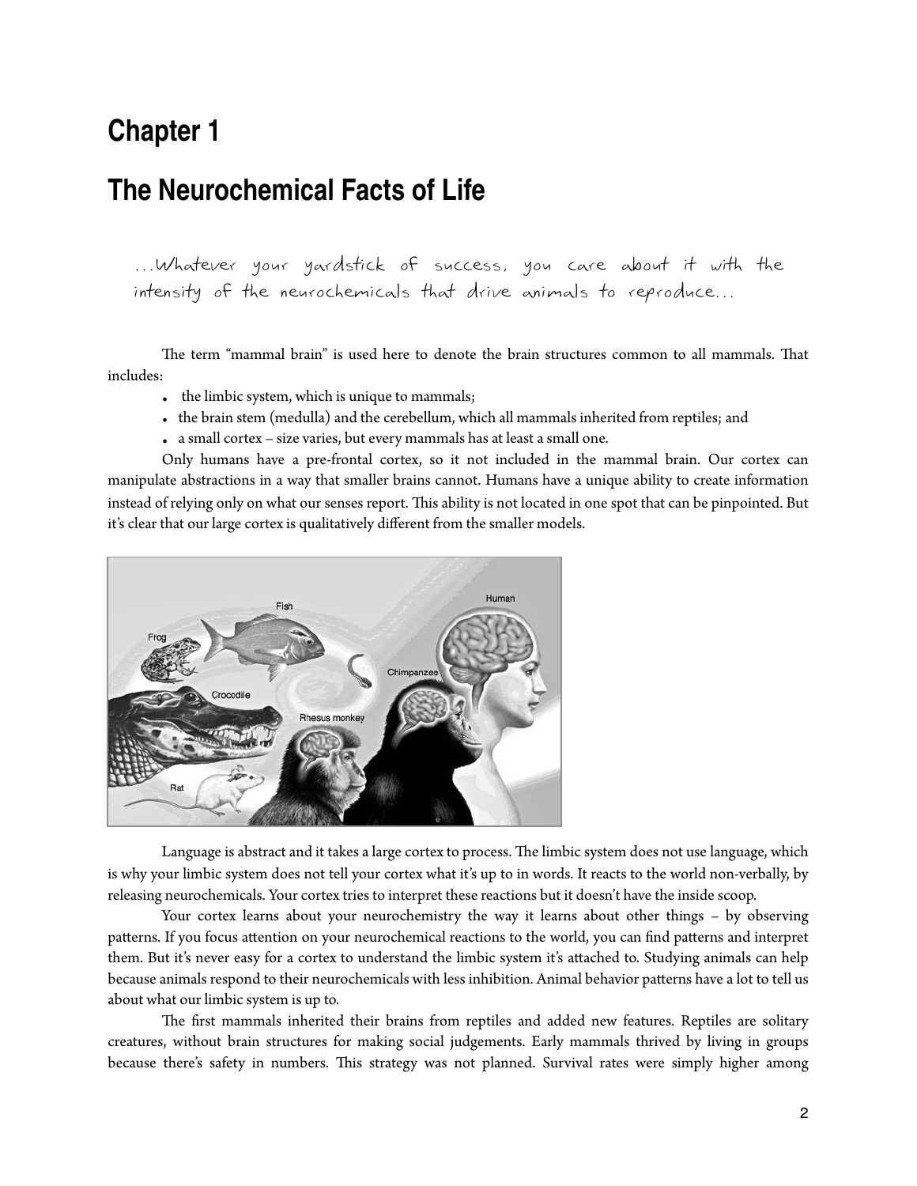# Chapter 1

# The Neurochemical Facts of Life

> ...Whatever your yardstick of success, you care about it with the intensity of the neurochemicals that drive animals to reproduce...

The term "mammal brain" is used here to denote the brain structures common to all mammals. That includes:

- the limbic system, which is unique to mammals;
- the brain stem (medulla) and the cerebellum, which all mammals inherited from reptiles; and
- a small cortex – size varies, but every mammals has at least a small one.

Only humans have a pre-frontal cortex, so it not included in the mammal brain. Our cortex can manipulate abstractions in a way that smaller brains cannot. Humans have a unique ability to create information instead of relying only on what our senses report. This ability is not located in one spot that can be pinpointed. But it's clear that our large cortex is qualitatively different from the smaller models.

Fish
Frog
Human
Chimpanzee
Crocodile
Rhesus monkey
Rat

Language is abstract and it takes a large cortex to process. The limbic system does not use language, which is why your limbic system does not tell your cortex what it's up to in words. It reacts to the world non-verbally, by releasing neurochemicals. Your cortex tries to interpret these reactions but it doesn't have the inside scoop.

Your cortex learns about your neurochemistry the way it learns about other things – by observing patterns. If you focus attention on your neurochemical reactions to the world, you can find patterns and interpret them. But it's never easy for a cortex to understand the limbic system it's attached to. Studying animals can help because animals respond to their neurochemicals with less inhibition. Animal behavior patterns have a lot to tell us about what our limbic system is up to.

The first mammals inherited their brains from reptiles and added new features. Reptiles are solitary creatures, without brain structures for making social judgements. Early mammals thrived by living in groups because there's safety in numbers. This strategy was not planned. Survival rates were simply higher among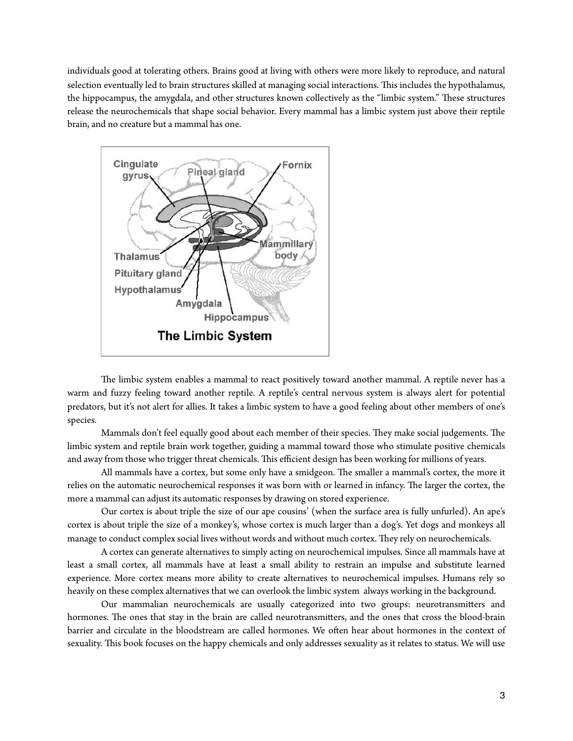individuals good at tolerating others. Brains good at living with others were more likely to reproduce, and natural selection eventually led to brain structures skilled at managing social interactions. This includes the hypothalamus, the hippocampus, the amygdala, and other structures known collectively as the "limbic system." These structures release the neurochemicals that shape social behavior. Every mammal has a limbic system just above their reptile brain, and no creature but a mammal has one.

The limbic system enables a mammal to react positively toward another mammal. A reptile never has a warm and fuzzy feeling toward another reptile. A reptile's central nervous system is always alert for potential predators, but it's not alert for allies. It takes a limbic system to have a good feeling about other members of one's species.

Mammals don't feel equally good about each member of their species. They make social judgements. The limbic system and reptile brain work together, guiding a mammal toward those who stimulate positive chemicals and away from those who trigger threat chemicals. This efficient design has been working for millions of years.

All mammals have a cortex, but some only have a smidgeon. The smaller a mammal's cortex, the more it relies on the automatic neurochemical responses it was born with or learned in infancy. The larger the cortex, the more a mammal can adjust its automatic responses by drawing on stored experience.

Our cortex is about triple the size of our ape cousins' (when the surface area is fully unfurled). An ape's cortex is about triple the size of a monkey's, whose cortex is much larger than a dog's. Yet dogs and monkeys all manage to conduct complex social lives without words and without much cortex. They rely on neurochemicals.

A cortex can generate alternatives to simply acting on neurochemical impulses. Since all mammals have at least a small cortex, all mammals have at least a small ability to restrain an impulse and substitute learned experience. More cortex means more ability to create alternatives to neurochemical impulses. Humans rely so heavily on these complex alternatives that we can overlook the limbic system always working in the background.

Our mammalian neurochemicals are usually categorized into two groups: neurotransmitters and hormones. The ones that stay in the brain are called neurotransmitters, and the ones that cross the blood-brain barrier and circulate in the bloodstream are called hormones. We often hear about hormones in the context of sexuality. This book focuses on the happy chemicals and only addresses sexuality as it relates to status. We will use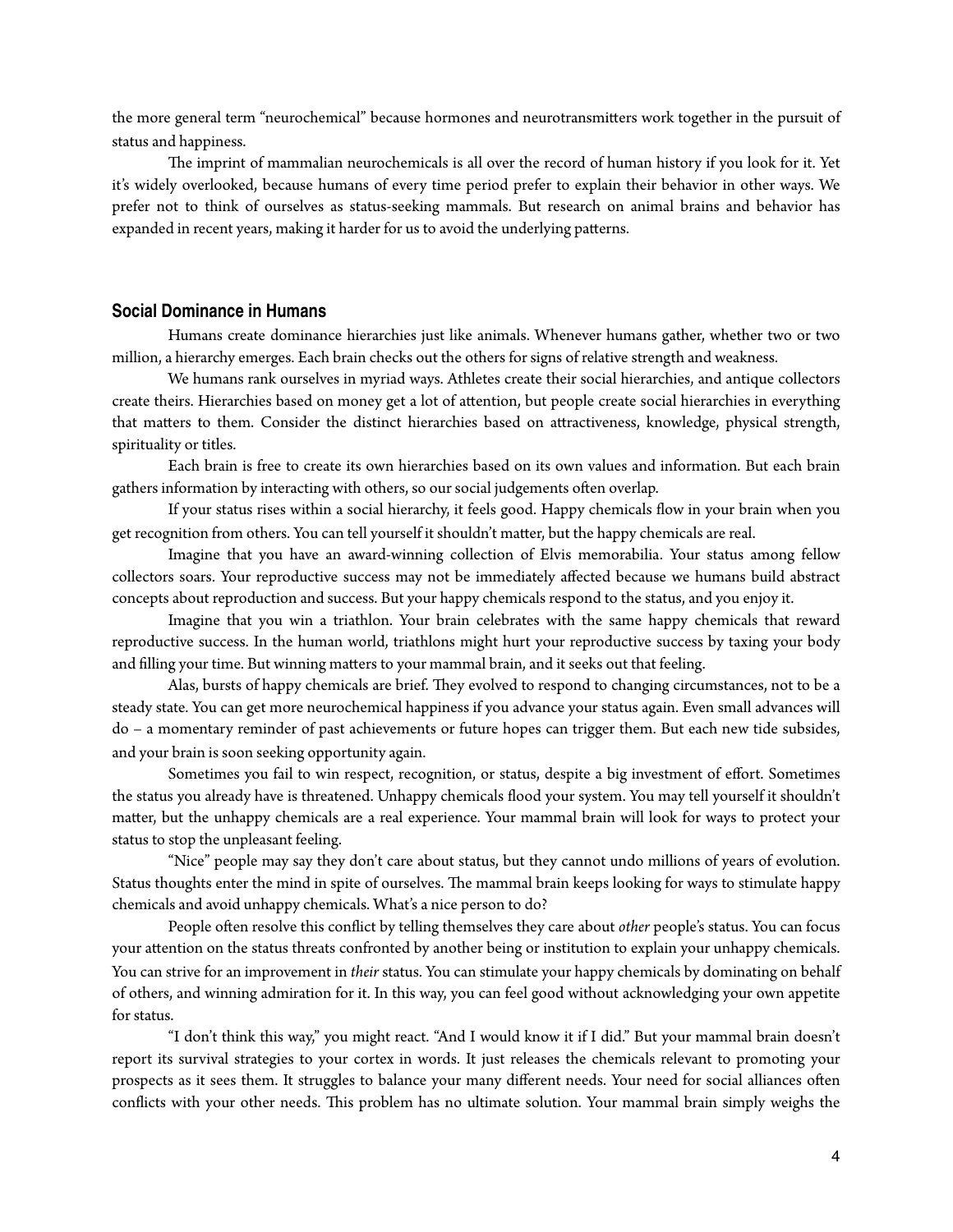the more general term "neurochemical" because hormones and neurotransmitters work together in the pursuit of status and happiness.

The imprint of mammalian neurochemicals is all over the record of human history if you look for it. Yet it's widely overlooked, because humans of every time period prefer to explain their behavior in other ways. We prefer not to think of ourselves as status-seeking mammals. But research on animal brains and behavior has expanded in recent years, making it harder for us to avoid the underlying patterns.

## Social Dominance in Humans

Humans create dominance hierarchies just like animals. Whenever humans gather, whether two or two million, a hierarchy emerges. Each brain checks out the others for signs of relative strength and weakness.

We humans rank ourselves in myriad ways. Athletes create their social hierarchies, and antique collectors create theirs. Hierarchies based on money get a lot of attention, but people create social hierarchies in everything that matters to them. Consider the distinct hierarchies based on attractiveness, knowledge, physical strength, spirituality or titles.

Each brain is free to create its own hierarchies based on its own values and information. But each brain gathers information by interacting with others, so our social judgements often overlap.

If your status rises within a social hierarchy, it feels good. Happy chemicals flow in your brain when you get recognition from others. You can tell yourself it shouldn't matter, but the happy chemicals are real.

Imagine that you have an award-winning collection of Elvis memorabilia. Your status among fellow collectors soars. Your reproductive success may not be immediately affected because we humans build abstract concepts about reproduction and success. But your happy chemicals respond to the status, and you enjoy it.

Imagine that you win a triathlon. Your brain celebrates with the same happy chemicals that reward reproductive success. In the human world, triathlons might hurt your reproductive success by taxing your body and filling your time. But winning matters to your mammal brain, and it seeks out that feeling.

Alas, bursts of happy chemicals are brief. They evolved to respond to changing circumstances, not to be a steady state. You can get more neurochemical happiness if you advance your status again. Even small advances will do – a momentary reminder of past achievements or future hopes can trigger them. But each new tide subsides, and your brain is soon seeking opportunity again.

Sometimes you fail to win respect, recognition, or status, despite a big investment of effort. Sometimes the status you already have is threatened. Unhappy chemicals flood your system. You may tell yourself it shouldn't matter, but the unhappy chemicals are a real experience. Your mammal brain will look for ways to protect your status to stop the unpleasant feeling.

"Nice" people may say they don't care about status, but they cannot undo millions of years of evolution. Status thoughts enter the mind in spite of ourselves. The mammal brain keeps looking for ways to stimulate happy chemicals and avoid unhappy chemicals. What's a nice person to do?

People often resolve this conflict by telling themselves they care about *other* people's status. You can focus your attention on the status threats confronted by another being or institution to explain your unhappy chemicals. You can strive for an improvement in *their* status. You can stimulate your happy chemicals by dominating on behalf of others, and winning admiration for it. In this way, you can feel good without acknowledging your own appetite for status.

"I don't think this way," you might react. "And I would know it if I did." But your mammal brain doesn't report its survival strategies to your cortex in words. It just releases the chemicals relevant to promoting your prospects as it sees them. It struggles to balance your many different needs. Your need for social alliances often conflicts with your other needs. This problem has no ultimate solution. Your mammal brain simply weighs the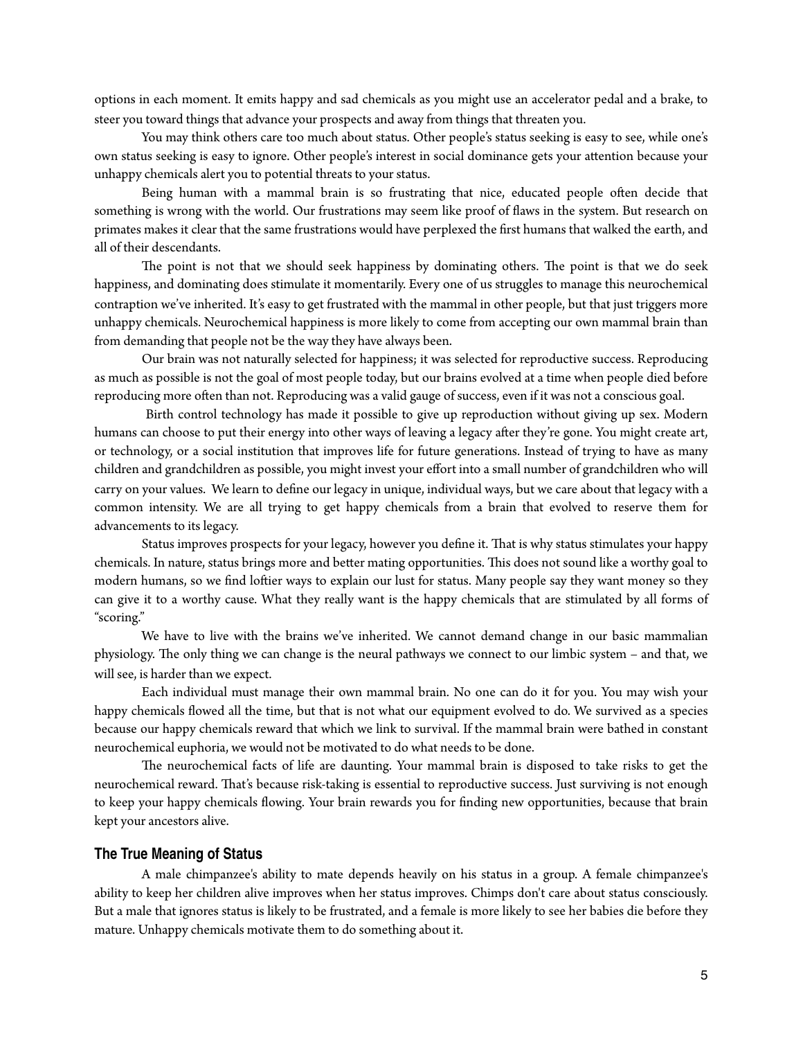options in each moment. It emits happy and sad chemicals as you might use an accelerator pedal and a brake, to steer you toward things that advance your prospects and away from things that threaten you.

You may think others care too much about status. Other people's status seeking is easy to see, while one's own status seeking is easy to ignore. Other people's interest in social dominance gets your attention because your unhappy chemicals alert you to potential threats to your status.

Being human with a mammal brain is so frustrating that nice, educated people often decide that something is wrong with the world. Our frustrations may seem like proof of flaws in the system. But research on primates makes it clear that the same frustrations would have perplexed the first humans that walked the earth, and all of their descendants.

The point is not that we should seek happiness by dominating others. The point is that we do seek happiness, and dominating does stimulate it momentarily. Every one of us struggles to manage this neurochemical contraption we've inherited. It's easy to get frustrated with the mammal in other people, but that just triggers more unhappy chemicals. Neurochemical happiness is more likely to come from accepting our own mammal brain than from demanding that people not be the way they have always been.

Our brain was not naturally selected for happiness; it was selected for reproductive success. Reproducing as much as possible is not the goal of most people today, but our brains evolved at a time when people died before reproducing more often than not. Reproducing was a valid gauge of success, even if it was not a conscious goal.

Birth control technology has made it possible to give up reproduction without giving up sex. Modern humans can choose to put their energy into other ways of leaving a legacy after they're gone. You might create art, or technology, or a social institution that improves life for future generations. Instead of trying to have as many children and grandchildren as possible, you might invest your effort into a small number of grandchildren who will carry on your values. We learn to define our legacy in unique, individual ways, but we care about that legacy with a common intensity. We are all trying to get happy chemicals from a brain that evolved to reserve them for advancements to its legacy.

Status improves prospects for your legacy, however you define it. That is why status stimulates your happy chemicals. In nature, status brings more and better mating opportunities. This does not sound like a worthy goal to modern humans, so we find loftier ways to explain our lust for status. Many people say they want money so they can give it to a worthy cause. What they really want is the happy chemicals that are stimulated by all forms of "scoring."

We have to live with the brains we've inherited. We cannot demand change in our basic mammalian physiology. The only thing we can change is the neural pathways we connect to our limbic system – and that, we will see, is harder than we expect.

Each individual must manage their own mammal brain. No one can do it for you. You may wish your happy chemicals flowed all the time, but that is not what our equipment evolved to do. We survived as a species because our happy chemicals reward that which we link to survival. If the mammal brain were bathed in constant neurochemical euphoria, we would not be motivated to do what needs to be done.

The neurochemical facts of life are daunting. Your mammal brain is disposed to take risks to get the neurochemical reward. That's because risk-taking is essential to reproductive success. Just surviving is not enough to keep your happy chemicals flowing. Your brain rewards you for finding new opportunities, because that brain kept your ancestors alive.

### The True Meaning of Status

A male chimpanzee's ability to mate depends heavily on his status in a group. A female chimpanzee's ability to keep her children alive improves when her status improves. Chimps don't care about status consciously. But a male that ignores status is likely to be frustrated, and a female is more likely to see her babies die before they mature. Unhappy chemicals motivate them to do something about it.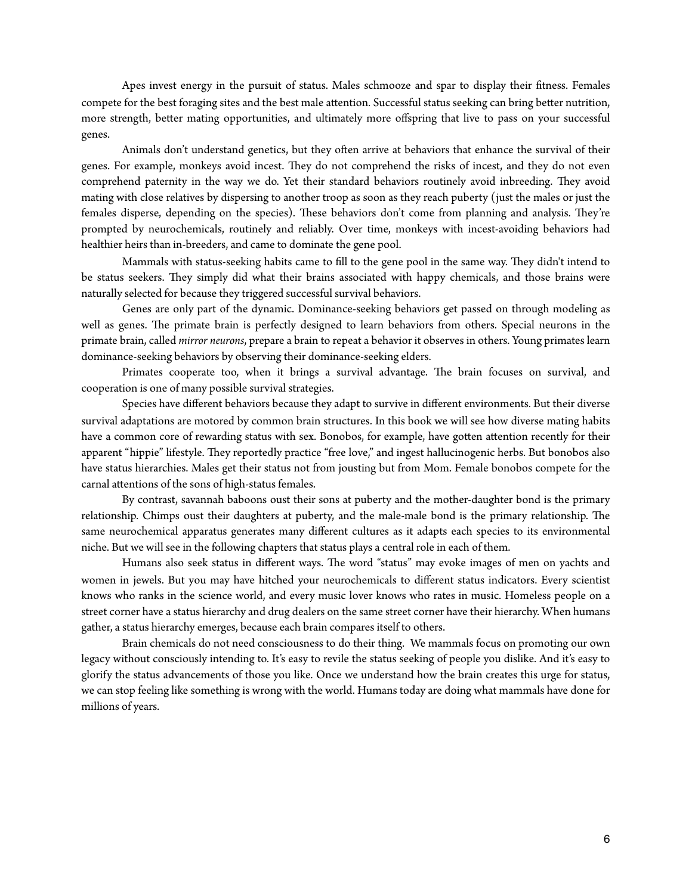Apes invest energy in the pursuit of status. Males schmooze and spar to display their fitness. Females compete for the best foraging sites and the best male attention. Successful status seeking can bring better nutrition, more strength, better mating opportunities, and ultimately more offspring that live to pass on your successful genes.

Animals don't understand genetics, but they often arrive at behaviors that enhance the survival of their genes. For example, monkeys avoid incest. They do not comprehend the risks of incest, and they do not even comprehend paternity in the way we do. Yet their standard behaviors routinely avoid inbreeding. They avoid mating with close relatives by dispersing to another troop as soon as they reach puberty (just the males or just the females disperse, depending on the species). These behaviors don't come from planning and analysis. They're prompted by neurochemicals, routinely and reliably. Over time, monkeys with incest-avoiding behaviors had healthier heirs than in-breeders, and came to dominate the gene pool.

Mammals with status-seeking habits came to fill to the gene pool in the same way. They didn't intend to be status seekers. They simply did what their brains associated with happy chemicals, and those brains were naturally selected for because they triggered successful survival behaviors.

Genes are only part of the dynamic. Dominance-seeking behaviors get passed on through modeling as well as genes. The primate brain is perfectly designed to learn behaviors from others. Special neurons in the primate brain, called *mirror neurons*, prepare a brain to repeat a behavior it observes in others. Young primates learn dominance-seeking behaviors by observing their dominance-seeking elders.

Primates cooperate too, when it brings a survival advantage. The brain focuses on survival, and cooperation is one of many possible survival strategies.

Species have different behaviors because they adapt to survive in different environments. But their diverse survival adaptations are motored by common brain structures. In this book we will see how diverse mating habits have a common core of rewarding status with sex. Bonobos, for example, have gotten attention recently for their apparent "hippie" lifestyle. They reportedly practice "free love," and ingest hallucinogenic herbs. But bonobos also have status hierarchies. Males get their status not from jousting but from Mom. Female bonobos compete for the carnal attentions of the sons of high-status females.

By contrast, savannah baboons oust their sons at puberty and the mother-daughter bond is the primary relationship. Chimps oust their daughters at puberty, and the male-male bond is the primary relationship. The same neurochemical apparatus generates many different cultures as it adapts each species to its environmental niche. But we will see in the following chapters that status plays a central role in each of them.

Humans also seek status in different ways. The word "status" may evoke images of men on yachts and women in jewels. But you may have hitched your neurochemicals to different status indicators. Every scientist knows who ranks in the science world, and every music lover knows who rates in music. Homeless people on a street corner have a status hierarchy and drug dealers on the same street corner have their hierarchy. When humans gather, a status hierarchy emerges, because each brain compares itself to others.

Brain chemicals do not need consciousness to do their thing. We mammals focus on promoting our own legacy without consciously intending to. It's easy to revile the status seeking of people you dislike. And it's easy to glorify the status advancements of those you like. Once we understand how the brain creates this urge for status, we can stop feeling like something is wrong with the world. Humans today are doing what mammals have done for millions of years.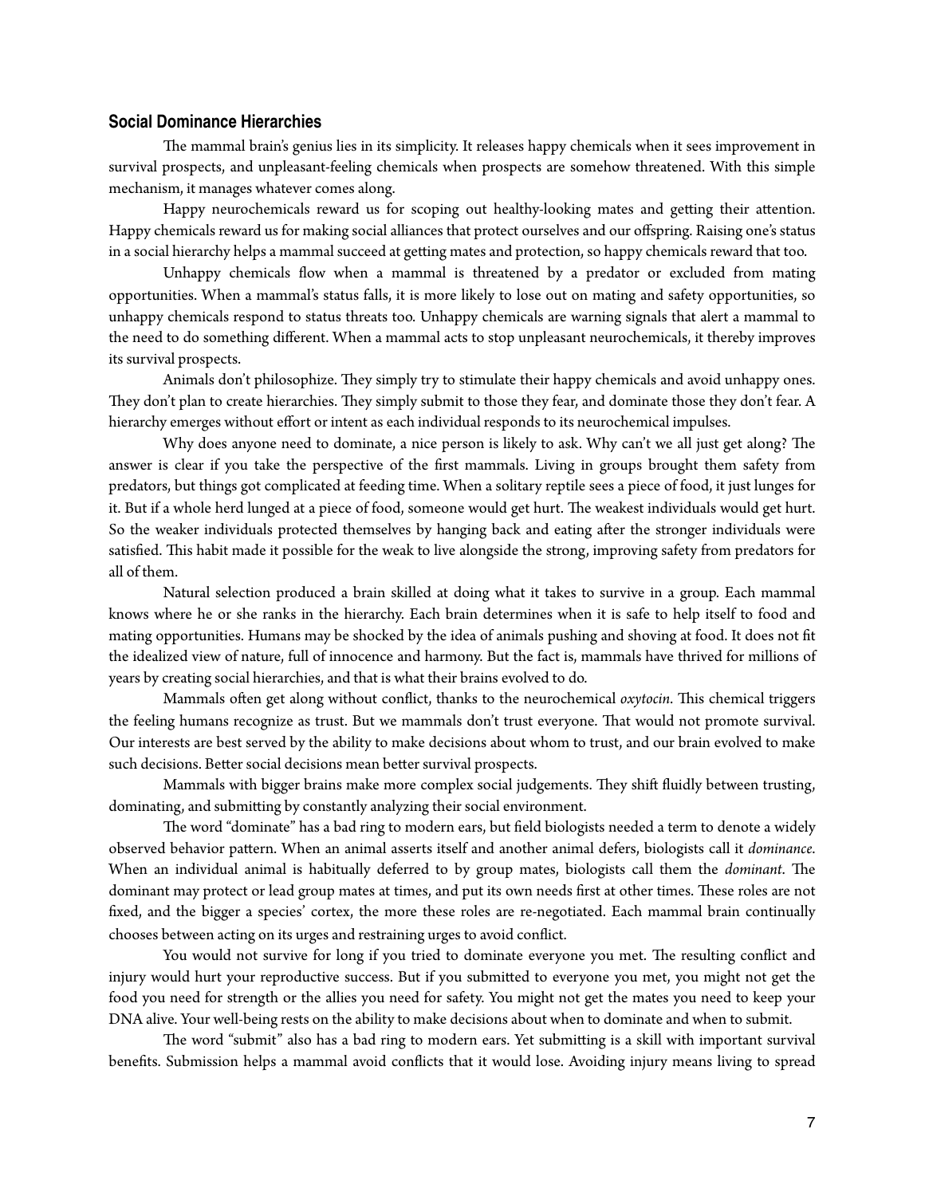### Social Dominance Hierarchies

The mammal brain's genius lies in its simplicity. It releases happy chemicals when it sees improvement in survival prospects, and unpleasant-feeling chemicals when prospects are somehow threatened. With this simple mechanism, it manages whatever comes along.

Happy neurochemicals reward us for scoping out healthy-looking mates and getting their attention. Happy chemicals reward us for making social alliances that protect ourselves and our offspring. Raising one's status in a social hierarchy helps a mammal succeed at getting mates and protection, so happy chemicals reward that too.

Unhappy chemicals flow when a mammal is threatened by a predator or excluded from mating opportunities. When a mammal's status falls, it is more likely to lose out on mating and safety opportunities, so unhappy chemicals respond to status threats too. Unhappy chemicals are warning signals that alert a mammal to the need to do something different. When a mammal acts to stop unpleasant neurochemicals, it thereby improves its survival prospects.

Animals don't philosophize. They simply try to stimulate their happy chemicals and avoid unhappy ones. They don't plan to create hierarchies. They simply submit to those they fear, and dominate those they don't fear. A hierarchy emerges without effort or intent as each individual responds to its neurochemical impulses.

Why does anyone need to dominate, a nice person is likely to ask. Why can't we all just get along? The answer is clear if you take the perspective of the first mammals. Living in groups brought them safety from predators, but things got complicated at feeding time. When a solitary reptile sees a piece of food, it just lunges for it. But if a whole herd lunged at a piece of food, someone would get hurt. The weakest individuals would get hurt. So the weaker individuals protected themselves by hanging back and eating after the stronger individuals were satisfied. This habit made it possible for the weak to live alongside the strong, improving safety from predators for all of them.

Natural selection produced a brain skilled at doing what it takes to survive in a group. Each mammal knows where he or she ranks in the hierarchy. Each brain determines when it is safe to help itself to food and mating opportunities. Humans may be shocked by the idea of animals pushing and shoving at food. It does not fit the idealized view of nature, full of innocence and harmony. But the fact is, mammals have thrived for millions of years by creating social hierarchies, and that is what their brains evolved to do.

Mammals often get along without conflict, thanks to the neurochemical *oxytocin*. This chemical triggers the feeling humans recognize as trust. But we mammals don't trust everyone. That would not promote survival. Our interests are best served by the ability to make decisions about whom to trust, and our brain evolved to make such decisions. Better social decisions mean better survival prospects.

Mammals with bigger brains make more complex social judgements. They shift fluidly between trusting, dominating, and submitting by constantly analyzing their social environment.

The word "dominate" has a bad ring to modern ears, but field biologists needed a term to denote a widely observed behavior pattern. When an animal asserts itself and another animal defers, biologists call it *dominance*. When an individual animal is habitually deferred to by group mates, biologists call them the *dominant*. The dominant may protect or lead group mates at times, and put its own needs first at other times. These roles are not fixed, and the bigger a species' cortex, the more these roles are re-negotiated. Each mammal brain continually chooses between acting on its urges and restraining urges to avoid conflict.

You would not survive for long if you tried to dominate everyone you met. The resulting conflict and injury would hurt your reproductive success. But if you submitted to everyone you met, you might not get the food you need for strength or the allies you need for safety. You might not get the mates you need to keep your DNA alive. Your well-being rests on the ability to make decisions about when to dominate and when to submit.

The word "submit" also has a bad ring to modern ears. Yet submitting is a skill with important survival benefits. Submission helps a mammal avoid conflicts that it would lose. Avoiding injury means living to spread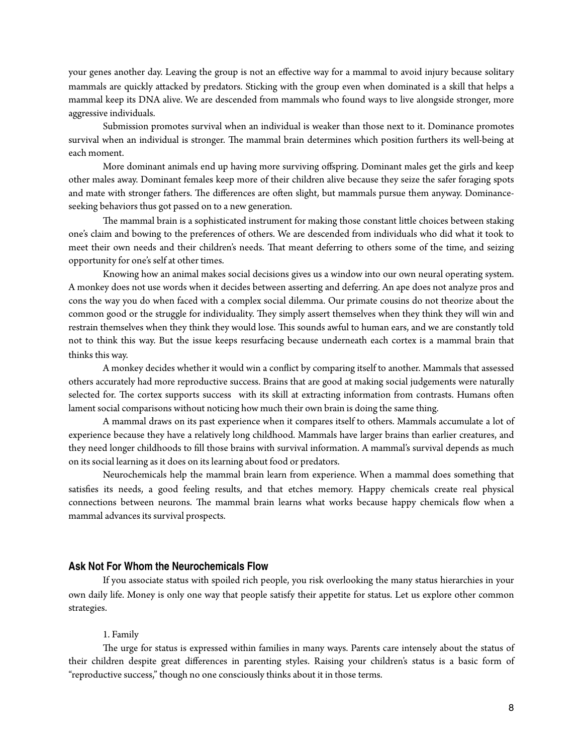your genes another day. Leaving the group is not an effective way for a mammal to avoid injury because solitary mammals are quickly attacked by predators. Sticking with the group even when dominated is a skill that helps a mammal keep its DNA alive. We are descended from mammals who found ways to live alongside stronger, more aggressive individuals.

Submission promotes survival when an individual is weaker than those next to it. Dominance promotes survival when an individual is stronger. The mammal brain determines which position furthers its well-being at each moment.

More dominant animals end up having more surviving offspring. Dominant males get the girls and keep other males away. Dominant females keep more of their children alive because they seize the safer foraging spots and mate with stronger fathers. The differences are often slight, but mammals pursue them anyway. Dominance-seeking behaviors thus got passed on to a new generation.

The mammal brain is a sophisticated instrument for making those constant little choices between staking one's claim and bowing to the preferences of others. We are descended from individuals who did what it took to meet their own needs and their children's needs. That meant deferring to others some of the time, and seizing opportunity for one's self at other times.

Knowing how an animal makes social decisions gives us a window into our own neural operating system. A monkey does not use words when it decides between asserting and deferring. An ape does not analyze pros and cons the way you do when faced with a complex social dilemma. Our primate cousins do not theorize about the common good or the struggle for individuality. They simply assert themselves when they think they will win and restrain themselves when they think they would lose. This sounds awful to human ears, and we are constantly told not to think this way. But the issue keeps resurfacing because underneath each cortex is a mammal brain that thinks this way.

A monkey decides whether it would win a conflict by comparing itself to another. Mammals that assessed others accurately had more reproductive success. Brains that are good at making social judgements were naturally selected for. The cortex supports success with its skill at extracting information from contrasts. Humans often lament social comparisons without noticing how much their own brain is doing the same thing.

A mammal draws on its past experience when it compares itself to others. Mammals accumulate a lot of experience because they have a relatively long childhood. Mammals have larger brains than earlier creatures, and they need longer childhoods to fill those brains with survival information. A mammal's survival depends as much on its social learning as it does on its learning about food or predators.

Neurochemicals help the mammal brain learn from experience. When a mammal does something that satisfies its needs, a good feeling results, and that etches memory. Happy chemicals create real physical connections between neurons. The mammal brain learns what works because happy chemicals flow when a mammal advances its survival prospects.

## Ask Not For Whom the Neurochemicals Flow

If you associate status with spoiled rich people, you risk overlooking the many status hierarchies in your own daily life. Money is only one way that people satisfy their appetite for status. Let us explore other common strategies.

1. Family

The urge for status is expressed within families in many ways. Parents care intensely about the status of their children despite great differences in parenting styles. Raising your children's status is a basic form of "reproductive success," though no one consciously thinks about it in those terms.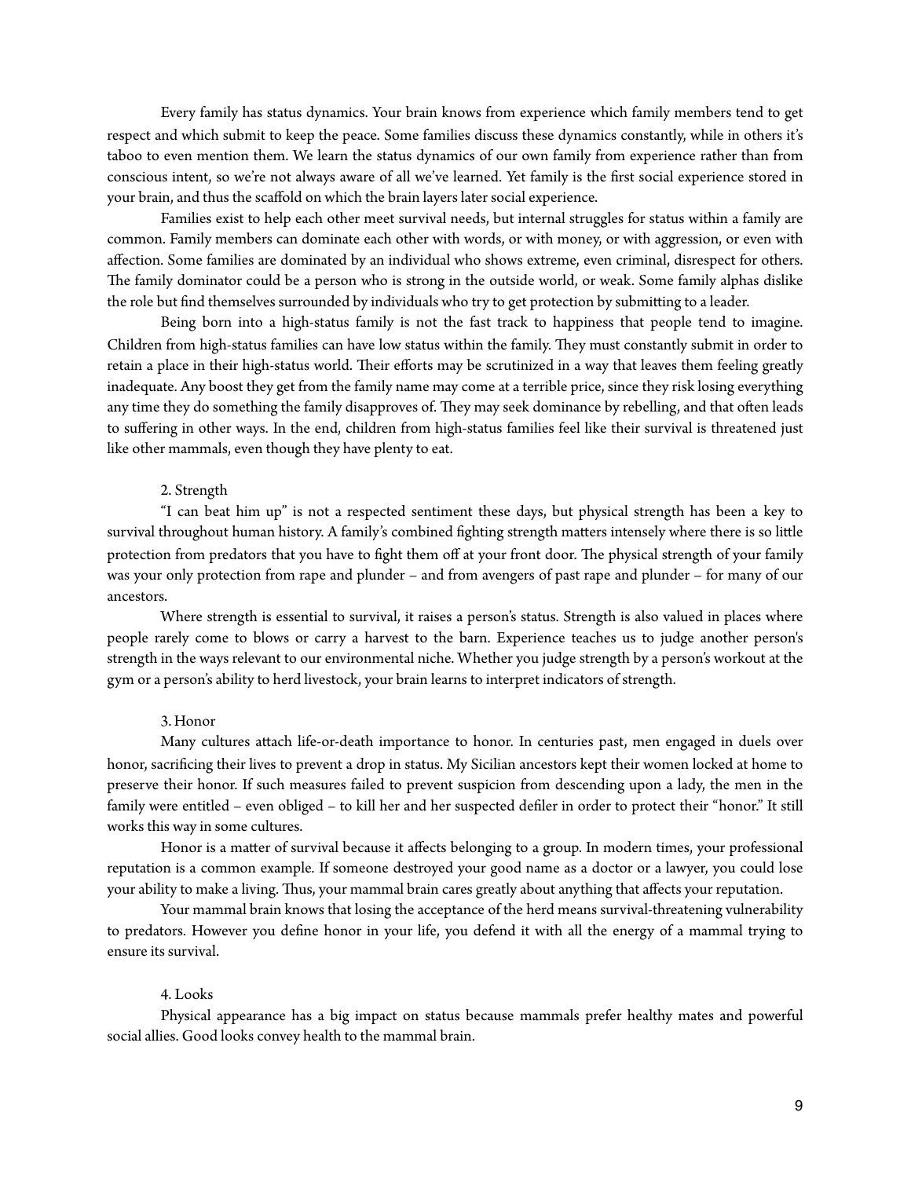Every family has status dynamics. Your brain knows from experience which family members tend to get respect and which submit to keep the peace. Some families discuss these dynamics constantly, while in others it's taboo to even mention them. We learn the status dynamics of our own family from experience rather than from conscious intent, so we're not always aware of all we've learned. Yet family is the first social experience stored in your brain, and thus the scaffold on which the brain layers later social experience.

Families exist to help each other meet survival needs, but internal struggles for status within a family are common. Family members can dominate each other with words, or with money, or with aggression, or even with affection. Some families are dominated by an individual who shows extreme, even criminal, disrespect for others. The family dominator could be a person who is strong in the outside world, or weak. Some family alphas dislike the role but find themselves surrounded by individuals who try to get protection by submitting to a leader.

Being born into a high-status family is not the fast track to happiness that people tend to imagine. Children from high-status families can have low status within the family. They must constantly submit in order to retain a place in their high-status world. Their efforts may be scrutinized in a way that leaves them feeling greatly inadequate. Any boost they get from the family name may come at a terrible price, since they risk losing everything any time they do something the family disapproves of. They may seek dominance by rebelling, and that often leads to suffering in other ways. In the end, children from high-status families feel like their survival is threatened just like other mammals, even though they have plenty to eat.

### 2. Strength

"I can beat him up" is not a respected sentiment these days, but physical strength has been a key to survival throughout human history. A family's combined fighting strength matters intensely where there is so little protection from predators that you have to fight them off at your front door. The physical strength of your family was your only protection from rape and plunder – and from avengers of past rape and plunder – for many of our ancestors.

Where strength is essential to survival, it raises a person's status. Strength is also valued in places where people rarely come to blows or carry a harvest to the barn. Experience teaches us to judge another person's strength in the ways relevant to our environmental niche. Whether you judge strength by a person's workout at the gym or a person's ability to herd livestock, your brain learns to interpret indicators of strength.

### 3. Honor

Many cultures attach life-or-death importance to honor. In centuries past, men engaged in duels over honor, sacrificing their lives to prevent a drop in status. My Sicilian ancestors kept their women locked at home to preserve their honor. If such measures failed to prevent suspicion from descending upon a lady, the men in the family were entitled – even obliged – to kill her and her suspected defiler in order to protect their "honor." It still works this way in some cultures.

Honor is a matter of survival because it affects belonging to a group. In modern times, your professional reputation is a common example. If someone destroyed your good name as a doctor or a lawyer, you could lose your ability to make a living. Thus, your mammal brain cares greatly about anything that affects your reputation.

Your mammal brain knows that losing the acceptance of the herd means survival-threatening vulnerability to predators. However you define honor in your life, you defend it with all the energy of a mammal trying to ensure its survival.

### 4. Looks

Physical appearance has a big impact on status because mammals prefer healthy mates and powerful social allies. Good looks convey health to the mammal brain.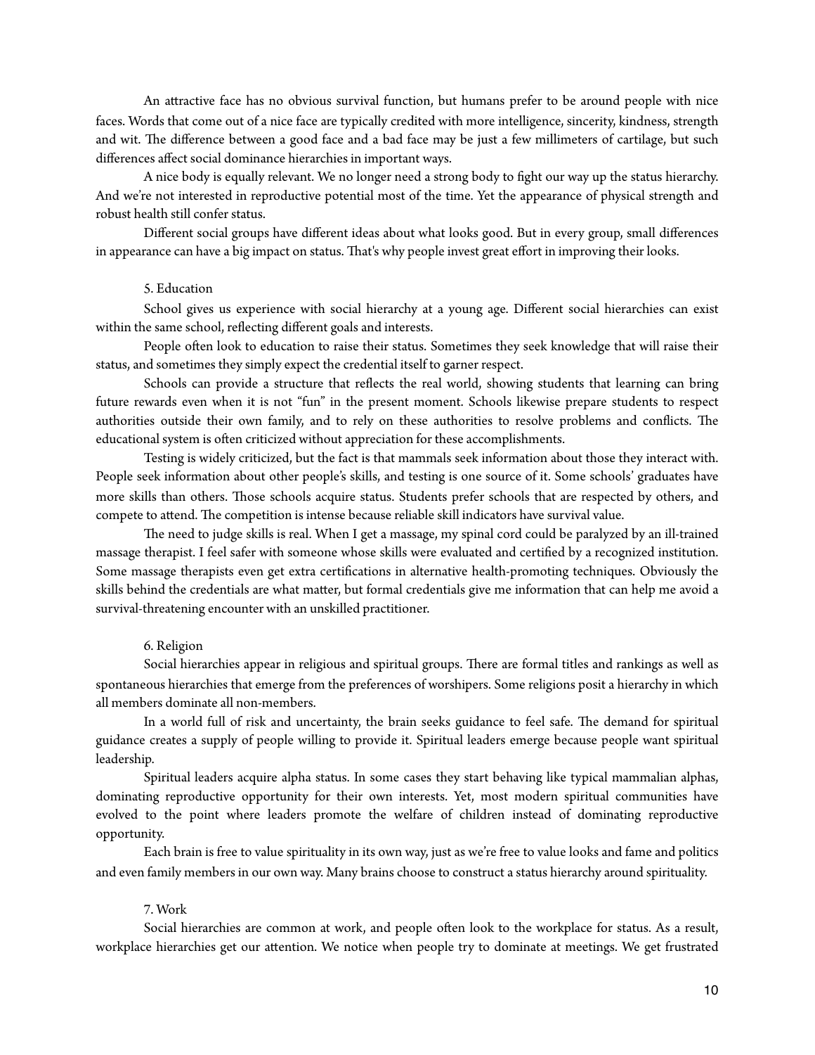An attractive face has no obvious survival function, but humans prefer to be around people with nice faces. Words that come out of a nice face are typically credited with more intelligence, sincerity, kindness, strength and wit. The difference between a good face and a bad face may be just a few millimeters of cartilage, but such differences affect social dominance hierarchies in important ways.

A nice body is equally relevant. We no longer need a strong body to fight our way up the status hierarchy. And we're not interested in reproductive potential most of the time. Yet the appearance of physical strength and robust health still confer status.

Different social groups have different ideas about what looks good. But in every group, small differences in appearance can have a big impact on status. That's why people invest great effort in improving their looks.

### 5. Education

School gives us experience with social hierarchy at a young age. Different social hierarchies can exist within the same school, reflecting different goals and interests.

People often look to education to raise their status. Sometimes they seek knowledge that will raise their status, and sometimes they simply expect the credential itself to garner respect.

Schools can provide a structure that reflects the real world, showing students that learning can bring future rewards even when it is not "fun" in the present moment. Schools likewise prepare students to respect authorities outside their own family, and to rely on these authorities to resolve problems and conflicts. The educational system is often criticized without appreciation for these accomplishments.

Testing is widely criticized, but the fact is that mammals seek information about those they interact with. People seek information about other people's skills, and testing is one source of it. Some schools' graduates have more skills than others. Those schools acquire status. Students prefer schools that are respected by others, and compete to attend. The competition is intense because reliable skill indicators have survival value.

The need to judge skills is real. When I get a massage, my spinal cord could be paralyzed by an ill-trained massage therapist. I feel safer with someone whose skills were evaluated and certified by a recognized institution. Some massage therapists even get extra certifications in alternative health-promoting techniques. Obviously the skills behind the credentials are what matter, but formal credentials give me information that can help me avoid a survival-threatening encounter with an unskilled practitioner.

### 6. Religion

Social hierarchies appear in religious and spiritual groups. There are formal titles and rankings as well as spontaneous hierarchies that emerge from the preferences of worshipers. Some religions posit a hierarchy in which all members dominate all non-members.

In a world full of risk and uncertainty, the brain seeks guidance to feel safe. The demand for spiritual guidance creates a supply of people willing to provide it. Spiritual leaders emerge because people want spiritual leadership.

Spiritual leaders acquire alpha status. In some cases they start behaving like typical mammalian alphas, dominating reproductive opportunity for their own interests. Yet, most modern spiritual communities have evolved to the point where leaders promote the welfare of children instead of dominating reproductive opportunity.

Each brain is free to value spirituality in its own way, just as we're free to value looks and fame and politics and even family members in our own way. Many brains choose to construct a status hierarchy around spirituality.

### 7. Work

Social hierarchies are common at work, and people often look to the workplace for status. As a result, workplace hierarchies get our attention. We notice when people try to dominate at meetings. We get frustrated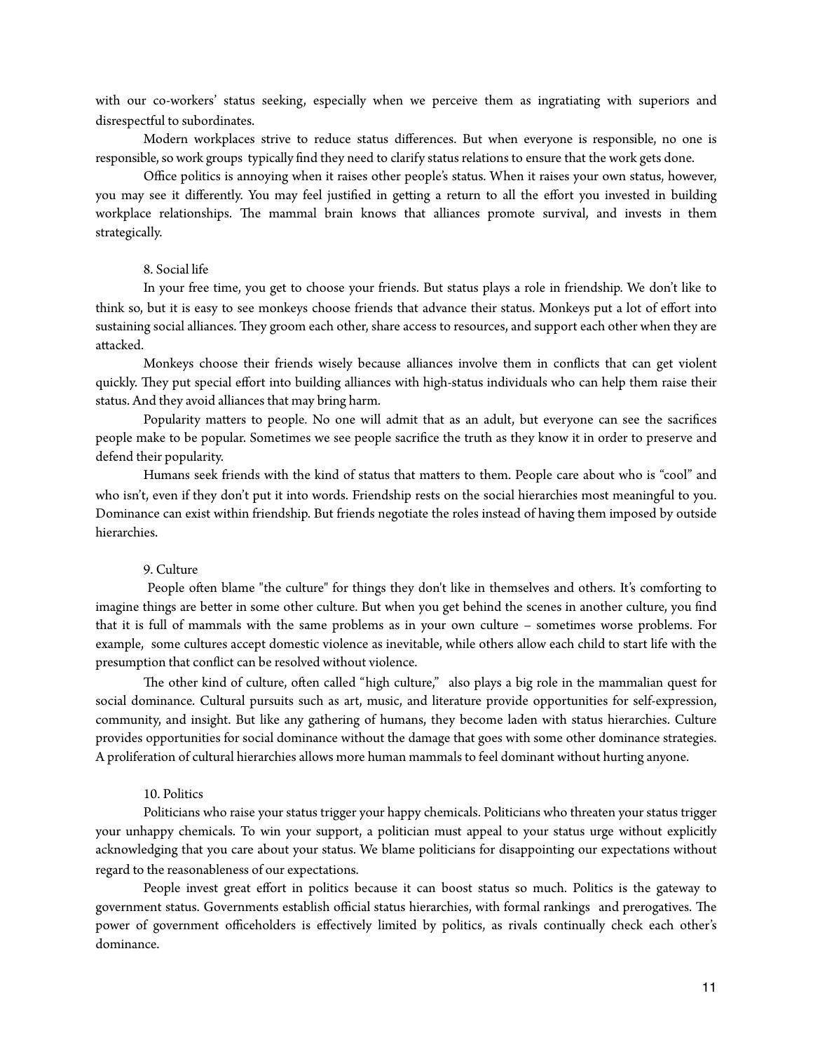with our co-workers' status seeking, especially when we perceive them as ingratiating with superiors and disrespectful to subordinates.

Modern workplaces strive to reduce status differences. But when everyone is responsible, no one is responsible, so work groups typically find they need to clarify status relations to ensure that the work gets done.

Office politics is annoying when it raises other people's status. When it raises your own status, however, you may see it differently. You may feel justified in getting a return to all the effort you invested in building workplace relationships. The mammal brain knows that alliances promote survival, and invests in them strategically.

### 8. Social life

In your free time, you get to choose your friends. But status plays a role in friendship. We don't like to think so, but it is easy to see monkeys choose friends that advance their status. Monkeys put a lot of effort into sustaining social alliances. They groom each other, share access to resources, and support each other when they are attacked.

Monkeys choose their friends wisely because alliances involve them in conflicts that can get violent quickly. They put special effort into building alliances with high-status individuals who can help them raise their status. And they avoid alliances that may bring harm.

Popularity matters to people. No one will admit that as an adult, but everyone can see the sacrifices people make to be popular. Sometimes we see people sacrifice the truth as they know it in order to preserve and defend their popularity.

Humans seek friends with the kind of status that matters to them. People care about who is "cool" and who isn't, even if they don't put it into words. Friendship rests on the social hierarchies most meaningful to you. Dominance can exist within friendship. But friends negotiate the roles instead of having them imposed by outside hierarchies.

### 9. Culture

People often blame "the culture" for things they don't like in themselves and others. It's comforting to imagine things are better in some other culture. But when you get behind the scenes in another culture, you find that it is full of mammals with the same problems as in your own culture – sometimes worse problems. For example, some cultures accept domestic violence as inevitable, while others allow each child to start life with the presumption that conflict can be resolved without violence.

The other kind of culture, often called "high culture," also plays a big role in the mammalian quest for social dominance. Cultural pursuits such as art, music, and literature provide opportunities for self-expression, community, and insight. But like any gathering of humans, they become laden with status hierarchies. Culture provides opportunities for social dominance without the damage that goes with some other dominance strategies. A proliferation of cultural hierarchies allows more human mammals to feel dominant without hurting anyone.

### 10. Politics

Politicians who raise your status trigger your happy chemicals. Politicians who threaten your status trigger your unhappy chemicals. To win your support, a politician must appeal to your status urge without explicitly acknowledging that you care about your status. We blame politicians for disappointing our expectations without regard to the reasonableness of our expectations.

People invest great effort in politics because it can boost status so much. Politics is the gateway to government status. Governments establish official status hierarchies, with formal rankings and prerogatives. The power of government officeholders is effectively limited by politics, as rivals continually check each other's dominance.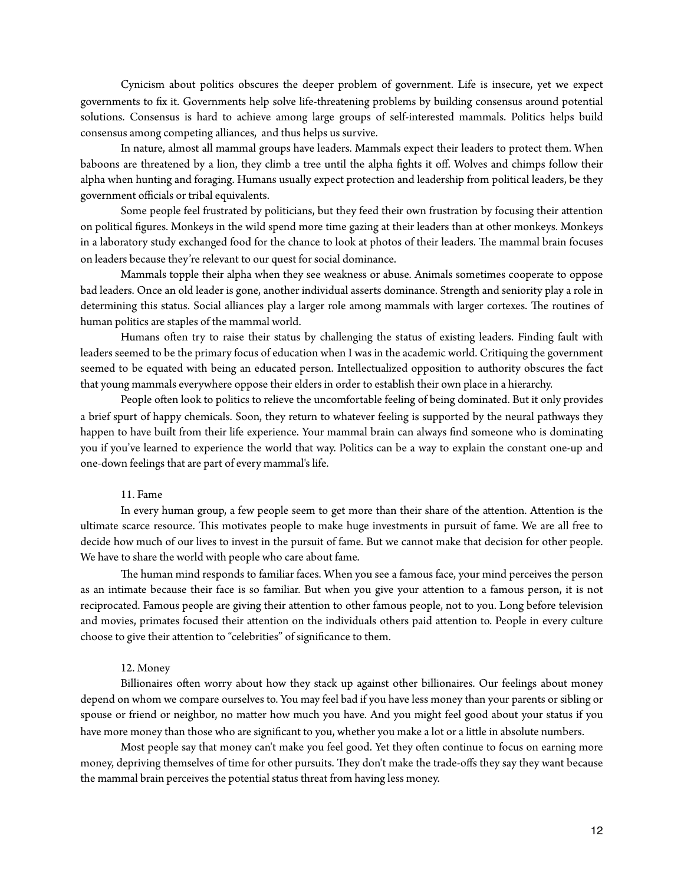Cynicism about politics obscures the deeper problem of government. Life is insecure, yet we expect governments to fix it. Governments help solve life-threatening problems by building consensus around potential solutions. Consensus is hard to achieve among large groups of self-interested mammals. Politics helps build consensus among competing alliances, and thus helps us survive.

In nature, almost all mammal groups have leaders. Mammals expect their leaders to protect them. When baboons are threatened by a lion, they climb a tree until the alpha fights it off. Wolves and chimps follow their alpha when hunting and foraging. Humans usually expect protection and leadership from political leaders, be they government officials or tribal equivalents.

Some people feel frustrated by politicians, but they feed their own frustration by focusing their attention on political figures. Monkeys in the wild spend more time gazing at their leaders than at other monkeys. Monkeys in a laboratory study exchanged food for the chance to look at photos of their leaders. The mammal brain focuses on leaders because they're relevant to our quest for social dominance.

Mammals topple their alpha when they see weakness or abuse. Animals sometimes cooperate to oppose bad leaders. Once an old leader is gone, another individual asserts dominance. Strength and seniority play a role in determining this status. Social alliances play a larger role among mammals with larger cortexes. The routines of human politics are staples of the mammal world.

Humans often try to raise their status by challenging the status of existing leaders. Finding fault with leaders seemed to be the primary focus of education when I was in the academic world. Critiquing the government seemed to be equated with being an educated person. Intellectualized opposition to authority obscures the fact that young mammals everywhere oppose their elders in order to establish their own place in a hierarchy.

People often look to politics to relieve the uncomfortable feeling of being dominated. But it only provides a brief spurt of happy chemicals. Soon, they return to whatever feeling is supported by the neural pathways they happen to have built from their life experience. Your mammal brain can always find someone who is dominating you if you've learned to experience the world that way. Politics can be a way to explain the constant one-up and one-down feelings that are part of every mammal's life.

### 11. Fame

In every human group, a few people seem to get more than their share of the attention. Attention is the ultimate scarce resource. This motivates people to make huge investments in pursuit of fame. We are all free to decide how much of our lives to invest in the pursuit of fame. But we cannot make that decision for other people. We have to share the world with people who care about fame.

The human mind responds to familiar faces. When you see a famous face, your mind perceives the person as an intimate because their face is so familiar. But when you give your attention to a famous person, it is not reciprocated. Famous people are giving their attention to other famous people, not to you. Long before television and movies, primates focused their attention on the individuals others paid attention to. People in every culture choose to give their attention to "celebrities" of significance to them.

### 12. Money

Billionaires often worry about how they stack up against other billionaires. Our feelings about money depend on whom we compare ourselves to. You may feel bad if you have less money than your parents or sibling or spouse or friend or neighbor, no matter how much you have. And you might feel good about your status if you have more money than those who are significant to you, whether you make a lot or a little in absolute numbers.

Most people say that money can't make you feel good. Yet they often continue to focus on earning more money, depriving themselves of time for other pursuits. They don't make the trade-offs they say they want because the mammal brain perceives the potential status threat from having less money.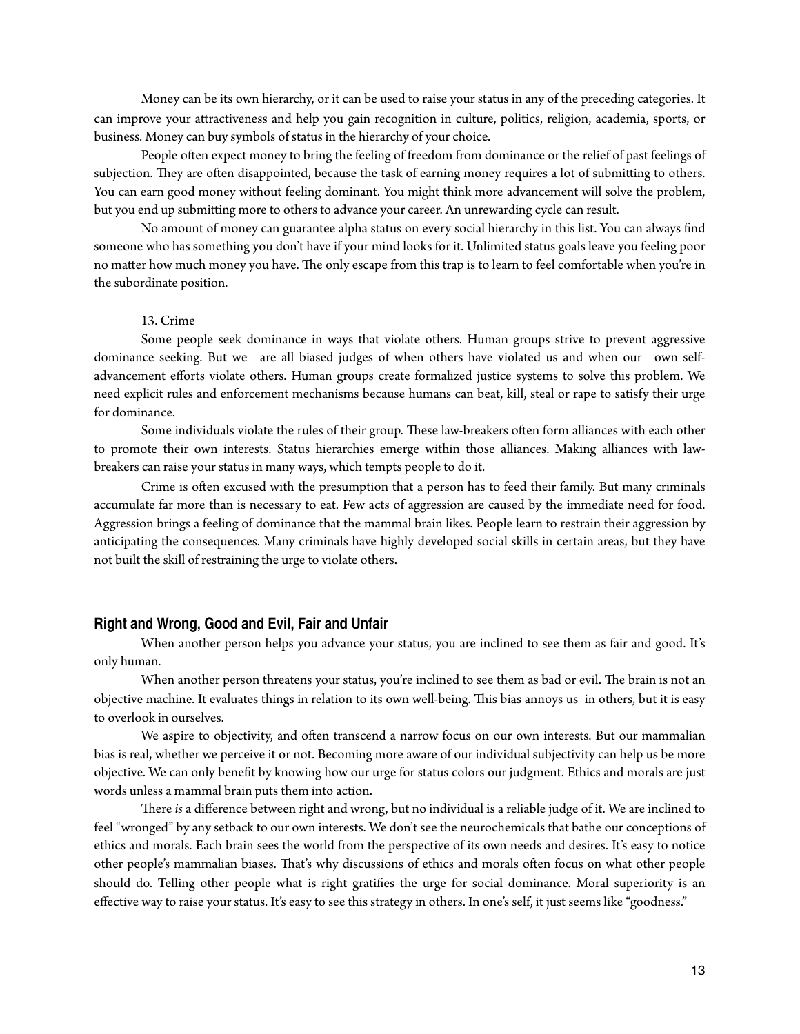Money can be its own hierarchy, or it can be used to raise your status in any of the preceding categories. It can improve your attractiveness and help you gain recognition in culture, politics, religion, academia, sports, or business. Money can buy symbols of status in the hierarchy of your choice.

People often expect money to bring the feeling of freedom from dominance or the relief of past feelings of subjection. They are often disappointed, because the task of earning money requires a lot of submitting to others. You can earn good money without feeling dominant. You might think more advancement will solve the problem, but you end up submitting more to others to advance your career. An unrewarding cycle can result.

No amount of money can guarantee alpha status on every social hierarchy in this list. You can always find someone who has something you don't have if your mind looks for it. Unlimited status goals leave you feeling poor no matter how much money you have. The only escape from this trap is to learn to feel comfortable when you're in the subordinate position.

13. Crime

Some people seek dominance in ways that violate others. Human groups strive to prevent aggressive dominance seeking. But we are all biased judges of when others have violated us and when our own self-advancement efforts violate others. Human groups create formalized justice systems to solve this problem. We need explicit rules and enforcement mechanisms because humans can beat, kill, steal or rape to satisfy their urge for dominance.

Some individuals violate the rules of their group. These law-breakers often form alliances with each other to promote their own interests. Status hierarchies emerge within those alliances. Making alliances with law-breakers can raise your status in many ways, which tempts people to do it.

Crime is often excused with the presumption that a person has to feed their family. But many criminals accumulate far more than is necessary to eat. Few acts of aggression are caused by the immediate need for food. Aggression brings a feeling of dominance that the mammal brain likes. People learn to restrain their aggression by anticipating the consequences. Many criminals have highly developed social skills in certain areas, but they have not built the skill of restraining the urge to violate others.

## Right and Wrong, Good and Evil, Fair and Unfair

When another person helps you advance your status, you are inclined to see them as fair and good. It's only human.

When another person threatens your status, you're inclined to see them as bad or evil. The brain is not an objective machine. It evaluates things in relation to its own well-being. This bias annoys us in others, but it is easy to overlook in ourselves.

We aspire to objectivity, and often transcend a narrow focus on our own interests. But our mammalian bias is real, whether we perceive it or not. Becoming more aware of our individual subjectivity can help us be more objective. We can only benefit by knowing how our urge for status colors our judgment. Ethics and morals are just words unless a mammal brain puts them into action.

There *is* a difference between right and wrong, but no individual is a reliable judge of it. We are inclined to feel "wronged" by any setback to our own interests. We don't see the neurochemicals that bathe our conceptions of ethics and morals. Each brain sees the world from the perspective of its own needs and desires. It's easy to notice other people's mammalian biases. That's why discussions of ethics and morals often focus on what other people should do. Telling other people what is right gratifies the urge for social dominance. Moral superiority is an effective way to raise your status. It's easy to see this strategy in others. In one's self, it just seems like "goodness."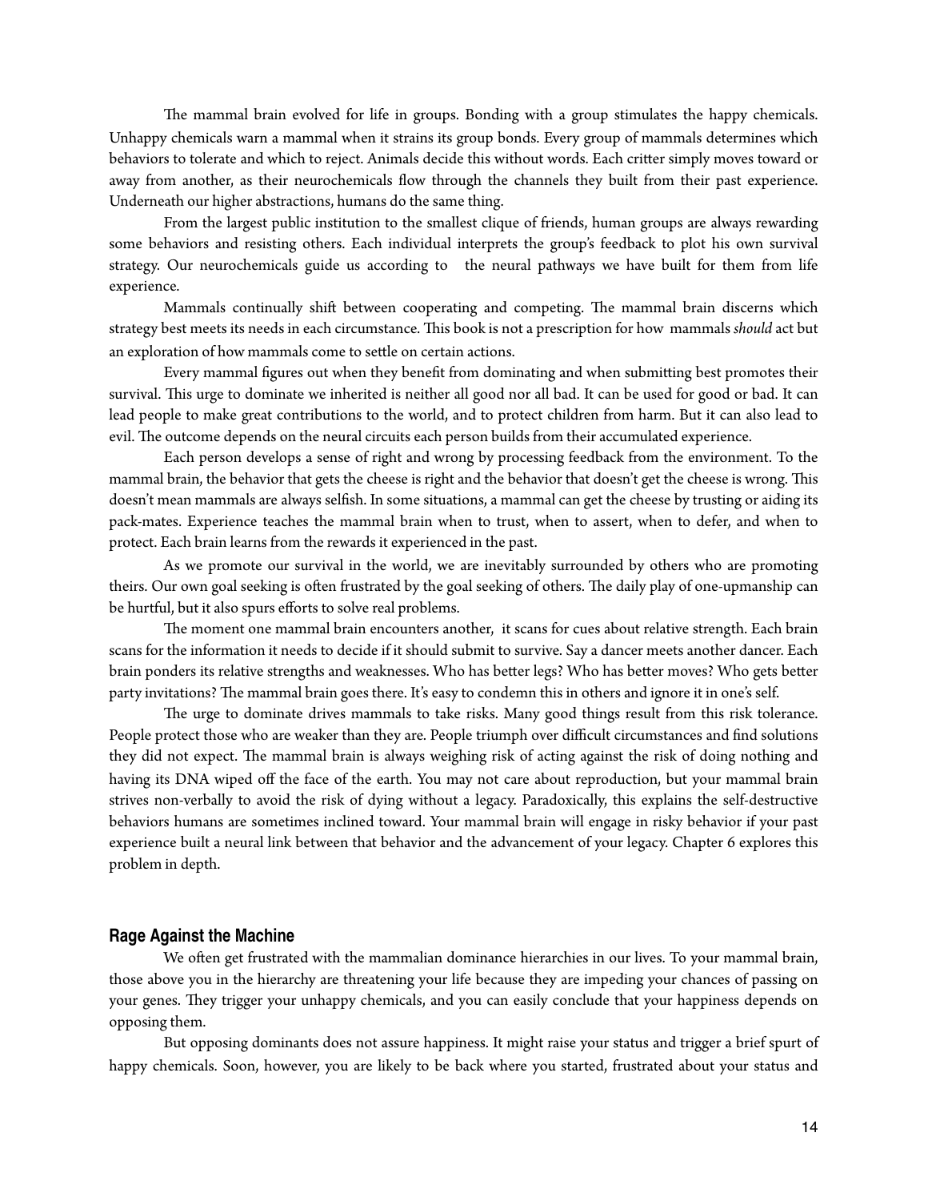The mammal brain evolved for life in groups. Bonding with a group stimulates the happy chemicals. Unhappy chemicals warn a mammal when it strains its group bonds. Every group of mammals determines which behaviors to tolerate and which to reject. Animals decide this without words. Each critter simply moves toward or away from another, as their neurochemicals flow through the channels they built from their past experience. Underneath our higher abstractions, humans do the same thing.

From the largest public institution to the smallest clique of friends, human groups are always rewarding some behaviors and resisting others. Each individual interprets the group's feedback to plot his own survival strategy. Our neurochemicals guide us according to the neural pathways we have built for them from life experience.

Mammals continually shift between cooperating and competing. The mammal brain discerns which strategy best meets its needs in each circumstance. This book is not a prescription for how mammals *should* act but an exploration of how mammals come to settle on certain actions.

Every mammal figures out when they benefit from dominating and when submitting best promotes their survival. This urge to dominate we inherited is neither all good nor all bad. It can be used for good or bad. It can lead people to make great contributions to the world, and to protect children from harm. But it can also lead to evil. The outcome depends on the neural circuits each person builds from their accumulated experience.

Each person develops a sense of right and wrong by processing feedback from the environment. To the mammal brain, the behavior that gets the cheese is right and the behavior that doesn't get the cheese is wrong. This doesn't mean mammals are always selfish. In some situations, a mammal can get the cheese by trusting or aiding its pack-mates. Experience teaches the mammal brain when to trust, when to assert, when to defer, and when to protect. Each brain learns from the rewards it experienced in the past.

As we promote our survival in the world, we are inevitably surrounded by others who are promoting theirs. Our own goal seeking is often frustrated by the goal seeking of others. The daily play of one-upmanship can be hurtful, but it also spurs efforts to solve real problems.

The moment one mammal brain encounters another, it scans for cues about relative strength. Each brain scans for the information it needs to decide if it should submit to survive. Say a dancer meets another dancer. Each brain ponders its relative strengths and weaknesses. Who has better legs? Who has better moves? Who gets better party invitations? The mammal brain goes there. It's easy to condemn this in others and ignore it in one's self.

The urge to dominate drives mammals to take risks. Many good things result from this risk tolerance. People protect those who are weaker than they are. People triumph over difficult circumstances and find solutions they did not expect. The mammal brain is always weighing risk of acting against the risk of doing nothing and having its DNA wiped off the face of the earth. You may not care about reproduction, but your mammal brain strives non-verbally to avoid the risk of dying without a legacy. Paradoxically, this explains the self-destructive behaviors humans are sometimes inclined toward. Your mammal brain will engage in risky behavior if your past experience built a neural link between that behavior and the advancement of your legacy. Chapter 6 explores this problem in depth.

### Rage Against the Machine

We often get frustrated with the mammalian dominance hierarchies in our lives. To your mammal brain, those above you in the hierarchy are threatening your life because they are impeding your chances of passing on your genes. They trigger your unhappy chemicals, and you can easily conclude that your happiness depends on opposing them.

But opposing dominants does not assure happiness. It might raise your status and trigger a brief spurt of happy chemicals. Soon, however, you are likely to be back where you started, frustrated about your status and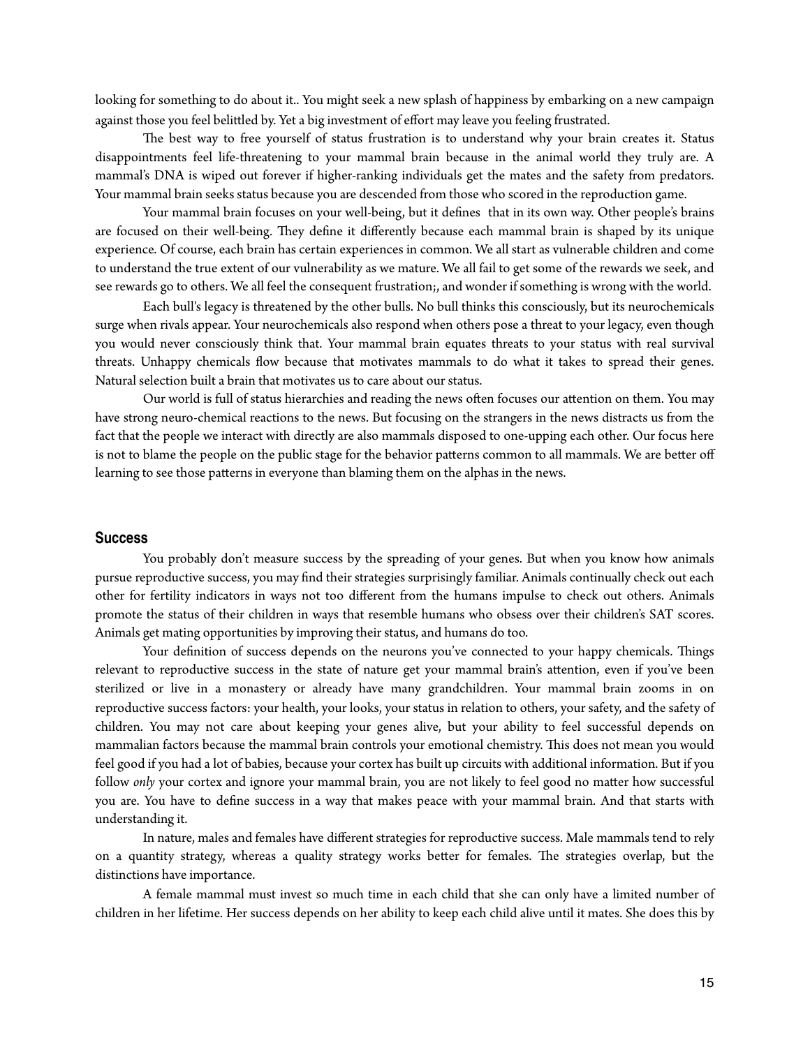looking for something to do about it.. You might seek a new splash of happiness by embarking on a new campaign against those you feel belittled by. Yet a big investment of effort may leave you feeling frustrated.

The best way to free yourself of status frustration is to understand why your brain creates it. Status disappointments feel life-threatening to your mammal brain because in the animal world they truly are. A mammal's DNA is wiped out forever if higher-ranking individuals get the mates and the safety from predators. Your mammal brain seeks status because you are descended from those who scored in the reproduction game.

Your mammal brain focuses on your well-being, but it defines that in its own way. Other people's brains are focused on their well-being. They define it differently because each mammal brain is shaped by its unique experience. Of course, each brain has certain experiences in common. We all start as vulnerable children and come to understand the true extent of our vulnerability as we mature. We all fail to get some of the rewards we seek, and see rewards go to others. We all feel the consequent frustration;, and wonder if something is wrong with the world.

Each bull's legacy is threatened by the other bulls. No bull thinks this consciously, but its neurochemicals surge when rivals appear. Your neurochemicals also respond when others pose a threat to your legacy, even though you would never consciously think that. Your mammal brain equates threats to your status with real survival threats. Unhappy chemicals flow because that motivates mammals to do what it takes to spread their genes. Natural selection built a brain that motivates us to care about our status.

Our world is full of status hierarchies and reading the news often focuses our attention on them. You may have strong neuro-chemical reactions to the news. But focusing on the strangers in the news distracts us from the fact that the people we interact with directly are also mammals disposed to one-upping each other. Our focus here is not to blame the people on the public stage for the behavior patterns common to all mammals. We are better off learning to see those patterns in everyone than blaming them on the alphas in the news.

## Success

You probably don't measure success by the spreading of your genes. But when you know how animals pursue reproductive success, you may find their strategies surprisingly familiar. Animals continually check out each other for fertility indicators in ways not too different from the humans impulse to check out others. Animals promote the status of their children in ways that resemble humans who obsess over their children's SAT scores. Animals get mating opportunities by improving their status, and humans do too.

Your definition of success depends on the neurons you've connected to your happy chemicals. Things relevant to reproductive success in the state of nature get your mammal brain's attention, even if you've been sterilized or live in a monastery or already have many grandchildren. Your mammal brain zooms in on reproductive success factors: your health, your looks, your status in relation to others, your safety, and the safety of children. You may not care about keeping your genes alive, but your ability to feel successful depends on mammalian factors because the mammal brain controls your emotional chemistry. This does not mean you would feel good if you had a lot of babies, because your cortex has built up circuits with additional information. But if you follow *only* your cortex and ignore your mammal brain, you are not likely to feel good no matter how successful you are. You have to define success in a way that makes peace with your mammal brain. And that starts with understanding it.

In nature, males and females have different strategies for reproductive success. Male mammals tend to rely on a quantity strategy, whereas a quality strategy works better for females. The strategies overlap, but the distinctions have importance.

A female mammal must invest so much time in each child that she can only have a limited number of children in her lifetime. Her success depends on her ability to keep each child alive until it mates. She does this by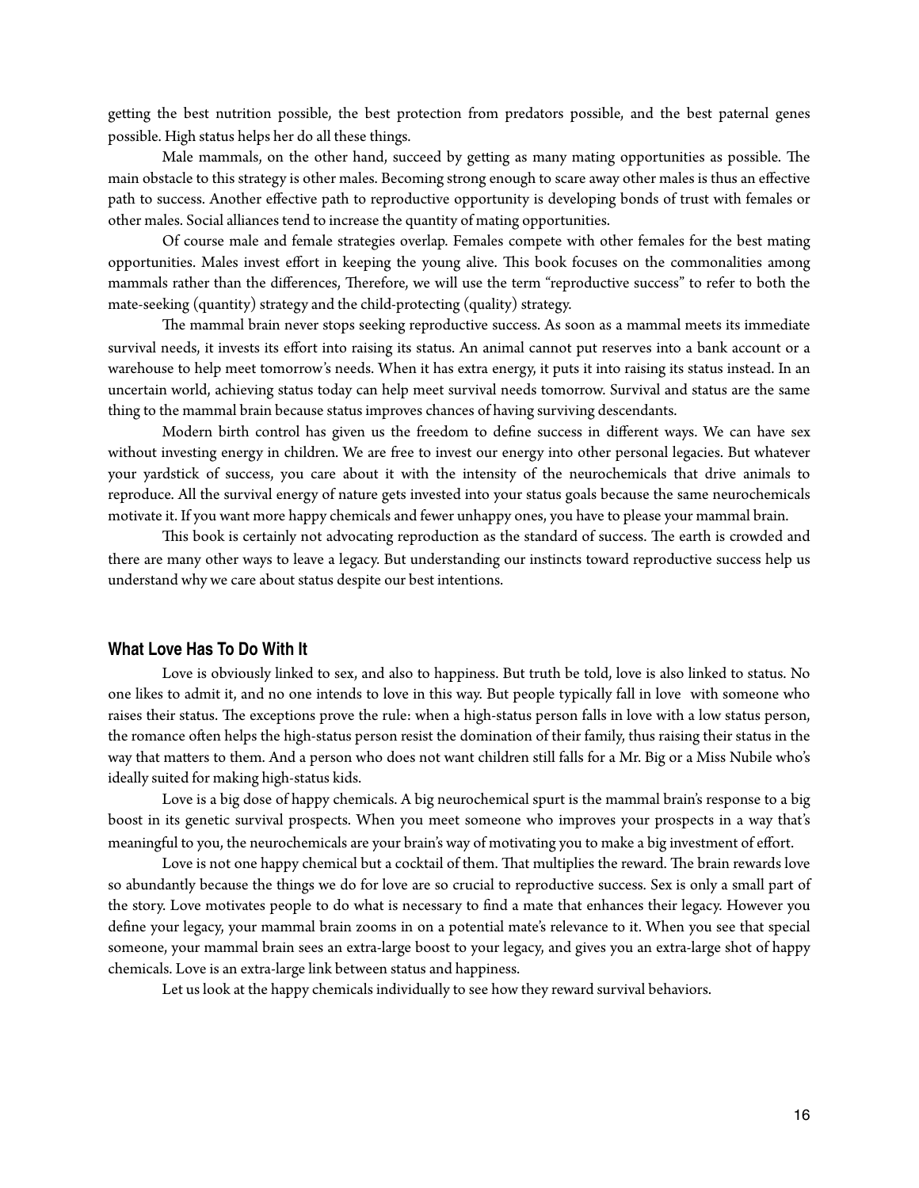getting the best nutrition possible, the best protection from predators possible, and the best paternal genes possible. High status helps her do all these things.

Male mammals, on the other hand, succeed by getting as many mating opportunities as possible. The main obstacle to this strategy is other males. Becoming strong enough to scare away other males is thus an effective path to success. Another effective path to reproductive opportunity is developing bonds of trust with females or other males. Social alliances tend to increase the quantity of mating opportunities.

Of course male and female strategies overlap. Females compete with other females for the best mating opportunities. Males invest effort in keeping the young alive. This book focuses on the commonalities among mammals rather than the differences, Therefore, we will use the term "reproductive success" to refer to both the mate-seeking (quantity) strategy and the child-protecting (quality) strategy.

The mammal brain never stops seeking reproductive success. As soon as a mammal meets its immediate survival needs, it invests its effort into raising its status. An animal cannot put reserves into a bank account or a warehouse to help meet tomorrow's needs. When it has extra energy, it puts it into raising its status instead. In an uncertain world, achieving status today can help meet survival needs tomorrow. Survival and status are the same thing to the mammal brain because status improves chances of having surviving descendants.

Modern birth control has given us the freedom to define success in different ways. We can have sex without investing energy in children. We are free to invest our energy into other personal legacies. But whatever your yardstick of success, you care about it with the intensity of the neurochemicals that drive animals to reproduce. All the survival energy of nature gets invested into your status goals because the same neurochemicals motivate it. If you want more happy chemicals and fewer unhappy ones, you have to please your mammal brain.

This book is certainly not advocating reproduction as the standard of success. The earth is crowded and there are many other ways to leave a legacy. But understanding our instincts toward reproductive success help us understand why we care about status despite our best intentions.

### What Love Has To Do With It

Love is obviously linked to sex, and also to happiness. But truth be told, love is also linked to status. No one likes to admit it, and no one intends to love in this way. But people typically fall in love with someone who raises their status. The exceptions prove the rule: when a high-status person falls in love with a low status person, the romance often helps the high-status person resist the domination of their family, thus raising their status in the way that matters to them. And a person who does not want children still falls for a Mr. Big or a Miss Nubile who's ideally suited for making high-status kids.

Love is a big dose of happy chemicals. A big neurochemical spurt is the mammal brain's response to a big boost in its genetic survival prospects. When you meet someone who improves your prospects in a way that's meaningful to you, the neurochemicals are your brain's way of motivating you to make a big investment of effort.

Love is not one happy chemical but a cocktail of them. That multiplies the reward. The brain rewards love so abundantly because the things we do for love are so crucial to reproductive success. Sex is only a small part of the story. Love motivates people to do what is necessary to find a mate that enhances their legacy. However you define your legacy, your mammal brain zooms in on a potential mate's relevance to it. When you see that special someone, your mammal brain sees an extra-large boost to your legacy, and gives you an extra-large shot of happy chemicals. Love is an extra-large link between status and happiness.

Let us look at the happy chemicals individually to see how they reward survival behaviors.